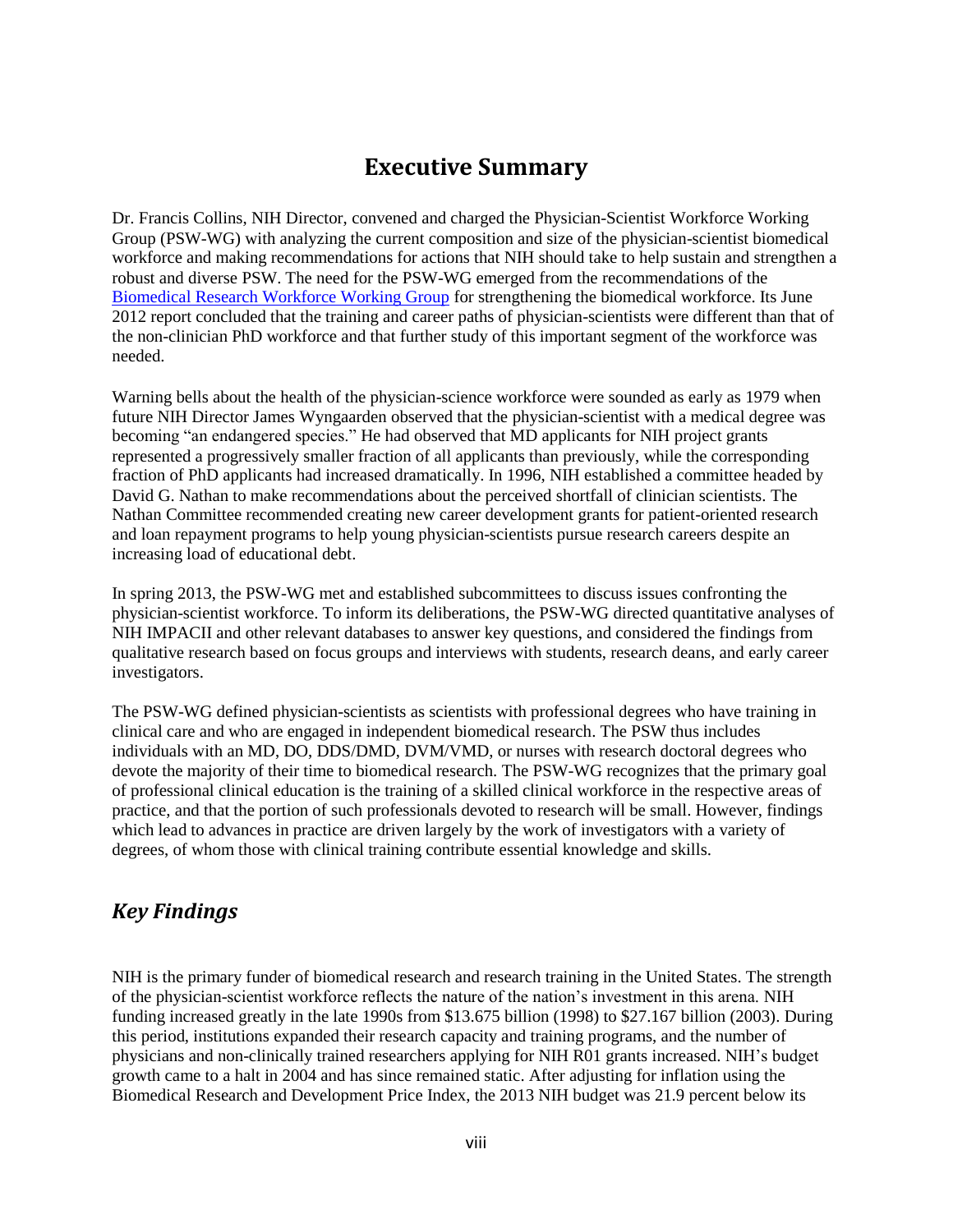# Executive Summary

Dr. Francis Collins, NIH Director, convened and charged the Physician-Scientist Workforce Working Group (PSW-WG) with analyzing the current composition and size of the physician-scientist biomedical workforce and making recommendations for actions that NIH should take to help sustain and strengthen a robust and diverse PSW. The need for the PSW-WG emerged from the recommendations of the [Biomedical Research Workforce Working Group] for strengthening the biomedical workforce. Its June 2012 report concluded that the training and career paths of physician-scientists were different than that of the non-clinician PhD workforce and that further study of this important segment of the workforce was needed.

Warning bells about the health of the physician-science workforce were sounded as early as 1979 when future NIH Director James Wyngaarden observed that the physician-scientist with a medical degree was becoming "an endangered species." He had observed that MD applicants for NIH project grants represented a progressively smaller fraction of all applicants than previously, while the corresponding fraction of PhD applicants had increased dramatically. In 1996, NIH established a committee headed by David G. Nathan to make recommendations about the perceived shortfall of clinician scientists. The Nathan Committee recommended creating new career development grants for patient-oriented research and loan repayment programs to help young physician-scientists pursue research careers despite an increasing load of educational debt.

In spring 2013, the PSW-WG met and established subcommittees to discuss issues confronting the physician-scientist workforce. To inform its deliberations, the PSW-WG directed quantitative analyses of NIH IMPACII and other relevant databases to answer key questions, and considered the findings from qualitative research based on focus groups and interviews with students, research deans, and early career investigators.

The PSW-WG defined physician-scientists as scientists with professional degrees who have training in clinical care and who are engaged in independent biomedical research. The PSW thus includes individuals with an MD, DO, DDS/DMD, DVM/VMD, or nurses with research doctoral degrees who devote the majority of their time to biomedical research. The PSW-WG recognizes that the primary goal of professional clinical education is the training of a skilled clinical workforce in the respective areas of practice, and that the portion of such professionals devoted to research will be small. However, findings which lead to advances in practice are driven largely by the work of investigators with a variety of degrees, of whom those with clinical training contribute essential knowledge and skills.

## *Key Findings*

NIH is the primary funder of biomedical research and research training in the United States. The strength of the physician-scientist workforce reflects the nature of the nation's investment in this arena. NIH funding increased greatly in the late 1990s from $13.675 billion (1998) to $27.167 billion (2003). During this period, institutions expanded their research capacity and training programs, and the number of physicians and non-clinically trained researchers applying for NIH R01 grants increased. NIH's budget growth came to a halt in 2004 and has since remained static. After adjusting for inflation using the Biomedical Research and Development Price Index, the 2013 NIH budget was 21.9 percent below its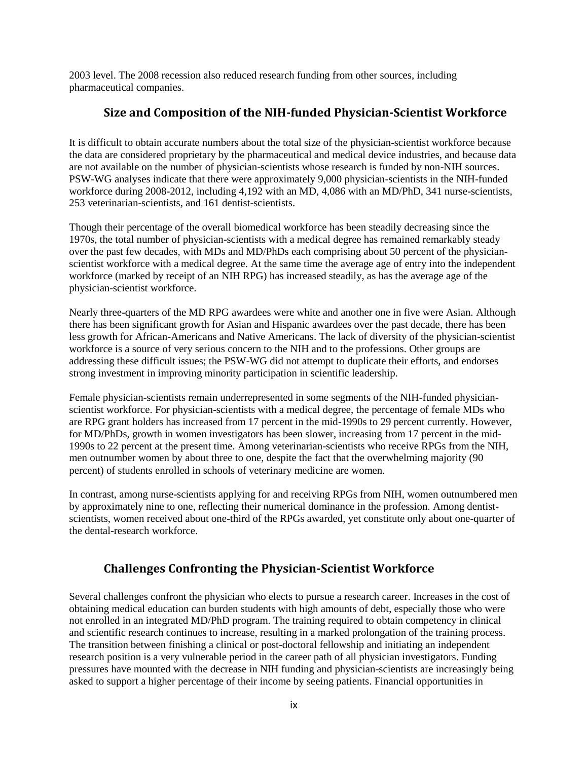2003 level. The 2008 recession also reduced research funding from other sources, including pharmaceutical companies.

## Size and Composition of the NIH-funded Physician-Scientist Workforce

It is difficult to obtain accurate numbers about the total size of the physician-scientist workforce because the data are considered proprietary by the pharmaceutical and medical device industries, and because data are not available on the number of physician-scientists whose research is funded by non-NIH sources. PSW-WG analyses indicate that there were approximately 9,000 physician-scientists in the NIH-funded workforce during 2008-2012, including 4,192 with an MD, 4,086 with an MD/PhD, 341 nurse-scientists, 253 veterinarian-scientists, and 161 dentist-scientists.

Though their percentage of the overall biomedical workforce has been steadily decreasing since the 1970s, the total number of physician-scientists with a medical degree has remained remarkably steady over the past few decades, with MDs and MD/PhDs each comprising about 50 percent of the physician-scientist workforce with a medical degree. At the same time the average age of entry into the independent workforce (marked by receipt of an NIH RPG) has increased steadily, as has the average age of the physician-scientist workforce.

Nearly three-quarters of the MD RPG awardees were white and another one in five were Asian. Although there has been significant growth for Asian and Hispanic awardees over the past decade, there has been less growth for African-Americans and Native Americans. The lack of diversity of the physician-scientist workforce is a source of very serious concern to the NIH and to the professions. Other groups are addressing these difficult issues; the PSW-WG did not attempt to duplicate their efforts, and endorses strong investment in improving minority participation in scientific leadership.

Female physician-scientists remain underrepresented in some segments of the NIH-funded physician-scientist workforce. For physician-scientists with a medical degree, the percentage of female MDs who are RPG grant holders has increased from 17 percent in the mid-1990s to 29 percent currently. However, for MD/PhDs, growth in women investigators has been slower, increasing from 17 percent in the mid-1990s to 22 percent at the present time. Among veterinarian-scientists who receive RPGs from the NIH, men outnumber women by about three to one, despite the fact that the overwhelming majority (90 percent) of students enrolled in schools of veterinary medicine are women.

In contrast, among nurse-scientists applying for and receiving RPGs from NIH, women outnumbered men by approximately nine to one, reflecting their numerical dominance in the profession. Among dentist-scientists, women received about one-third of the RPGs awarded, yet constitute only about one-quarter of the dental-research workforce.

## Challenges Confronting the Physician-Scientist Workforce

Several challenges confront the physician who elects to pursue a research career. Increases in the cost of obtaining medical education can burden students with high amounts of debt, especially those who were not enrolled in an integrated MD/PhD program. The training required to obtain competency in clinical and scientific research continues to increase, resulting in a marked prolongation of the training process. The transition between finishing a clinical or post-doctoral fellowship and initiating an independent research position is a very vulnerable period in the career path of all physician investigators. Funding pressures have mounted with the decrease in NIH funding and physician-scientists are increasingly being asked to support a higher percentage of their income by seeing patients. Financial opportunities in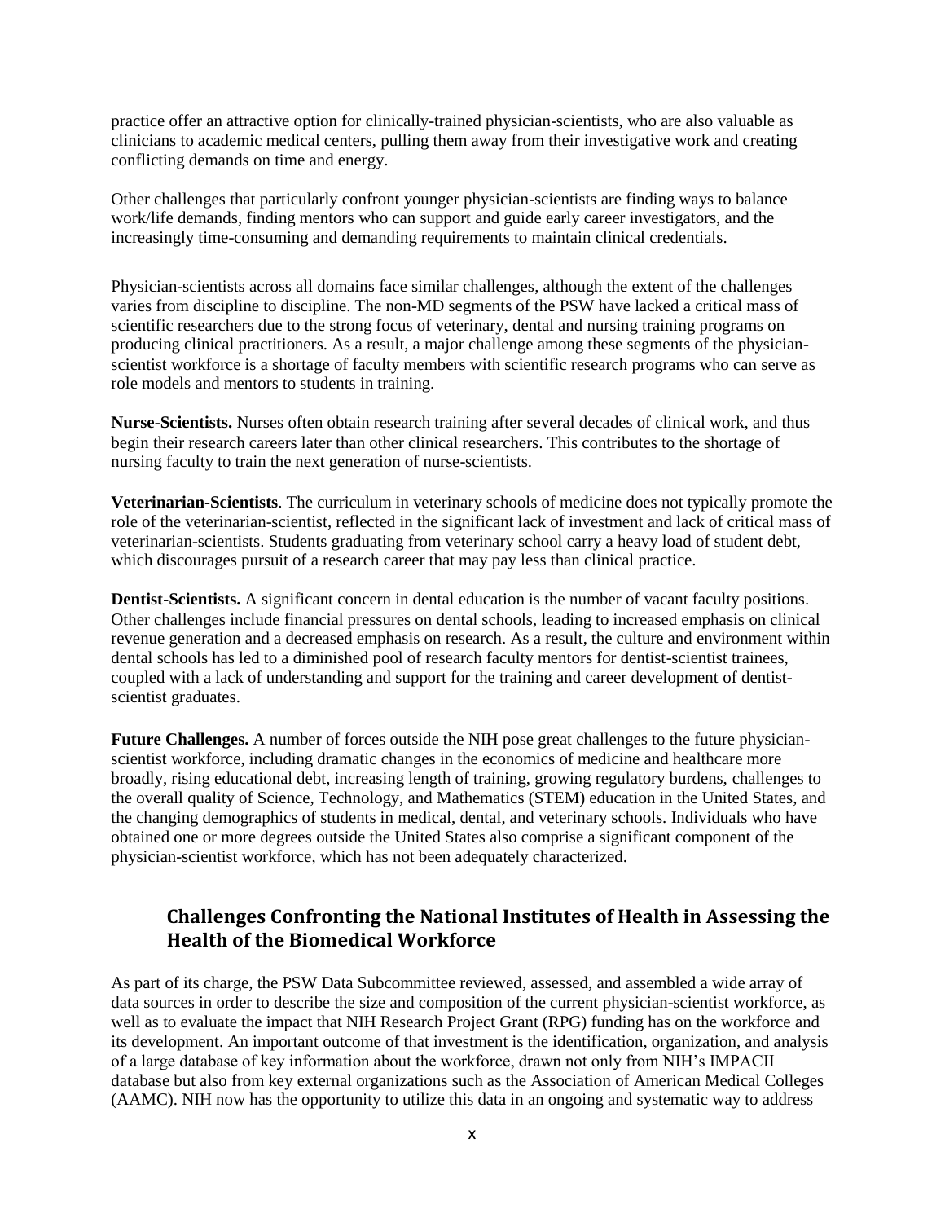practice offer an attractive option for clinically-trained physician-scientists, who are also valuable as clinicians to academic medical centers, pulling them away from their investigative work and creating conflicting demands on time and energy.

Other challenges that particularly confront younger physician-scientists are finding ways to balance work/life demands, finding mentors who can support and guide early career investigators, and the increasingly time-consuming and demanding requirements to maintain clinical credentials.

Physician-scientists across all domains face similar challenges, although the extent of the challenges varies from discipline to discipline. The non-MD segments of the PSW have lacked a critical mass of scientific researchers due to the strong focus of veterinary, dental and nursing training programs on producing clinical practitioners. As a result, a major challenge among these segments of the physician-scientist workforce is a shortage of faculty members with scientific research programs who can serve as role models and mentors to students in training.

**Nurse-Scientists.** Nurses often obtain research training after several decades of clinical work, and thus begin their research careers later than other clinical researchers. This contributes to the shortage of nursing faculty to train the next generation of nurse-scientists.

**Veterinarian-Scientists**. The curriculum in veterinary schools of medicine does not typically promote the role of the veterinarian-scientist, reflected in the significant lack of investment and lack of critical mass of veterinarian-scientists. Students graduating from veterinary school carry a heavy load of student debt, which discourages pursuit of a research career that may pay less than clinical practice.

**Dentist-Scientists.** A significant concern in dental education is the number of vacant faculty positions. Other challenges include financial pressures on dental schools, leading to increased emphasis on clinical revenue generation and a decreased emphasis on research. As a result, the culture and environment within dental schools has led to a diminished pool of research faculty mentors for dentist-scientist trainees, coupled with a lack of understanding and support for the training and career development of dentist-scientist graduates.

**Future Challenges.** A number of forces outside the NIH pose great challenges to the future physician-scientist workforce, including dramatic changes in the economics of medicine and healthcare more broadly, rising educational debt, increasing length of training, growing regulatory burdens, challenges to the overall quality of Science, Technology, and Mathematics (STEM) education in the United States, and the changing demographics of students in medical, dental, and veterinary schools. Individuals who have obtained one or more degrees outside the United States also comprise a significant component of the physician-scientist workforce, which has not been adequately characterized.

## Challenges Confronting the National Institutes of Health in Assessing the Health of the Biomedical Workforce

As part of its charge, the PSW Data Subcommittee reviewed, assessed, and assembled a wide array of data sources in order to describe the size and composition of the current physician-scientist workforce, as well as to evaluate the impact that NIH Research Project Grant (RPG) funding has on the workforce and its development. An important outcome of that investment is the identification, organization, and analysis of a large database of key information about the workforce, drawn not only from NIH's IMPACII database but also from key external organizations such as the Association of American Medical Colleges (AAMC). NIH now has the opportunity to utilize this data in an ongoing and systematic way to address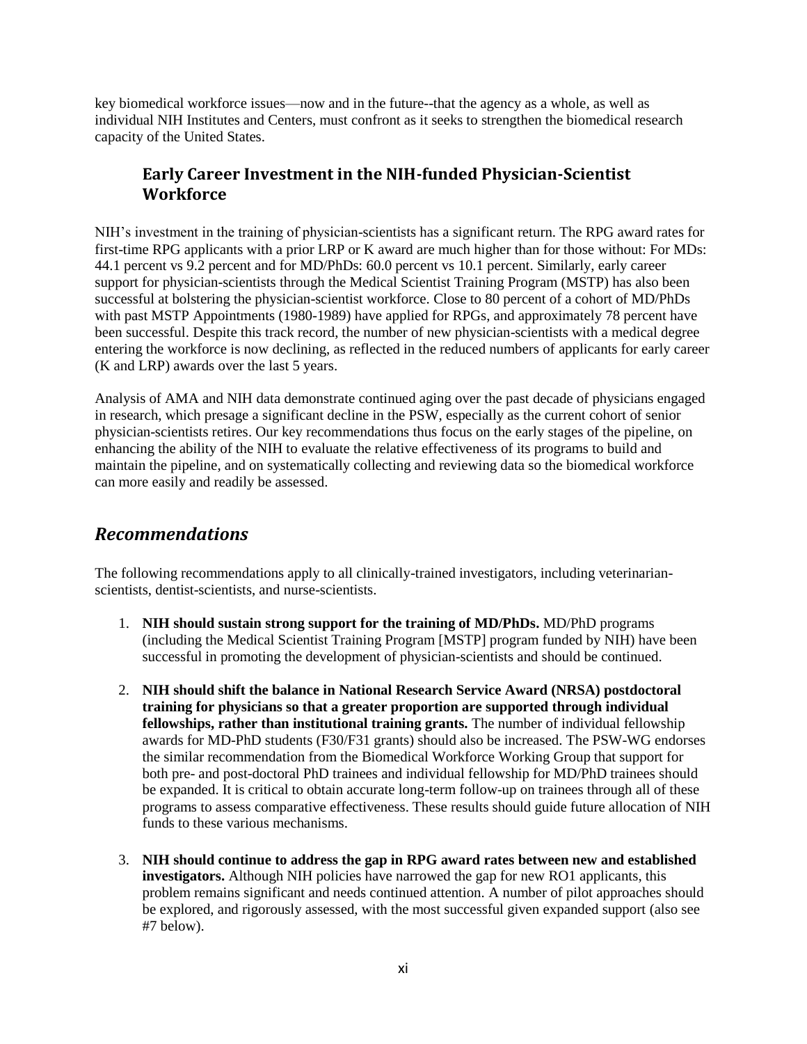key biomedical workforce issues—now and in the future--that the agency as a whole, as well as individual NIH Institutes and Centers, must confront as it seeks to strengthen the biomedical research capacity of the United States.

### Early Career Investment in the NIH-funded Physician-Scientist Workforce

NIH's investment in the training of physician-scientists has a significant return. The RPG award rates for first-time RPG applicants with a prior LRP or K award are much higher than for those without: For MDs: 44.1 percent vs 9.2 percent and for MD/PhDs: 60.0 percent vs 10.1 percent. Similarly, early career support for physician-scientists through the Medical Scientist Training Program (MSTP) has also been successful at bolstering the physician-scientist workforce. Close to 80 percent of a cohort of MD/PhDs with past MSTP Appointments (1980-1989) have applied for RPGs, and approximately 78 percent have been successful. Despite this track record, the number of new physician-scientists with a medical degree entering the workforce is now declining, as reflected in the reduced numbers of applicants for early career (K and LRP) awards over the last 5 years.

Analysis of AMA and NIH data demonstrate continued aging over the past decade of physicians engaged in research, which presage a significant decline in the PSW, especially as the current cohort of senior physician-scientists retires. Our key recommendations thus focus on the early stages of the pipeline, on enhancing the ability of the NIH to evaluate the relative effectiveness of its programs to build and maintain the pipeline, and on systematically collecting and reviewing data so the biomedical workforce can more easily and readily be assessed.

## *Recommendations*

The following recommendations apply to all clinically-trained investigators, including veterinarian-scientists, dentist-scientists, and nurse-scientists.

1. **NIH should sustain strong support for the training of MD/PhDs.** MD/PhD programs (including the Medical Scientist Training Program [MSTP] program funded by NIH) have been successful in promoting the development of physician-scientists and should be continued.
2. **NIH should shift the balance in National Research Service Award (NRSA) postdoctoral training for physicians so that a greater proportion are supported through individual fellowships, rather than institutional training grants.** The number of individual fellowship awards for MD-PhD students (F30/F31 grants) should also be increased. The PSW-WG endorses the similar recommendation from the Biomedical Workforce Working Group that support for both pre- and post-doctoral PhD trainees and individual fellowship for MD/PhD trainees should be expanded. It is critical to obtain accurate long-term follow-up on trainees through all of these programs to assess comparative effectiveness. These results should guide future allocation of NIH funds to these various mechanisms.
3. **NIH should continue to address the gap in RPG award rates between new and established investigators.** Although NIH policies have narrowed the gap for new RO1 applicants, this problem remains significant and needs continued attention. A number of pilot approaches should be explored, and rigorously assessed, with the most successful given expanded support (also see #7 below).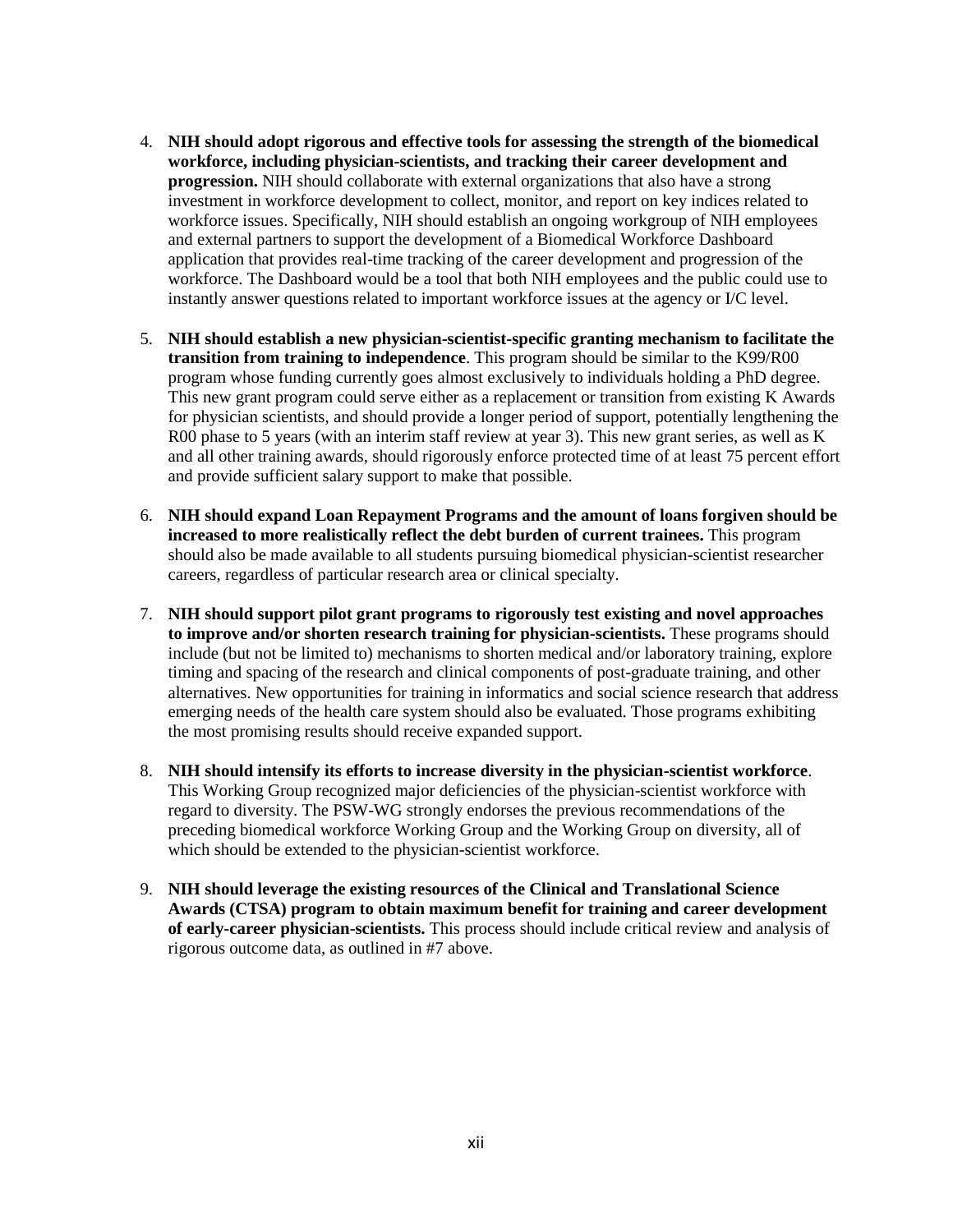4. **NIH should adopt rigorous and effective tools for assessing the strength of the biomedical workforce, including physician-scientists, and tracking their career development and progression.** NIH should collaborate with external organizations that also have a strong investment in workforce development to collect, monitor, and report on key indices related to workforce issues. Specifically, NIH should establish an ongoing workgroup of NIH employees and external partners to support the development of a Biomedical Workforce Dashboard application that provides real-time tracking of the career development and progression of the workforce. The Dashboard would be a tool that both NIH employees and the public could use to instantly answer questions related to important workforce issues at the agency or I/C level.

5. **NIH should establish a new physician-scientist-specific granting mechanism to facilitate the transition from training to independence**. This program should be similar to the K99/R00 program whose funding currently goes almost exclusively to individuals holding a PhD degree. This new grant program could serve either as a replacement or transition from existing K Awards for physician scientists, and should provide a longer period of support, potentially lengthening the R00 phase to 5 years (with an interim staff review at year 3). This new grant series, as well as K and all other training awards, should rigorously enforce protected time of at least 75 percent effort and provide sufficient salary support to make that possible.

6. **NIH should expand Loan Repayment Programs and the amount of loans forgiven should be increased to more realistically reflect the debt burden of current trainees.** This program should also be made available to all students pursuing biomedical physician-scientist researcher careers, regardless of particular research area or clinical specialty.

7. **NIH should support pilot grant programs to rigorously test existing and novel approaches to improve and/or shorten research training for physician-scientists.** These programs should include (but not be limited to) mechanisms to shorten medical and/or laboratory training, explore timing and spacing of the research and clinical components of post-graduate training, and other alternatives. New opportunities for training in informatics and social science research that address emerging needs of the health care system should also be evaluated. Those programs exhibiting the most promising results should receive expanded support.

8. **NIH should intensify its efforts to increase diversity in the physician-scientist workforce**. This Working Group recognized major deficiencies of the physician-scientist workforce with regard to diversity. The PSW-WG strongly endorses the previous recommendations of the preceding biomedical workforce Working Group and the Working Group on diversity, all of which should be extended to the physician-scientist workforce.

9. **NIH should leverage the existing resources of the Clinical and Translational Science Awards (CTSA) program to obtain maximum benefit for training and career development of early-career physician-scientists.** This process should include critical review and analysis of rigorous outcome data, as outlined in #7 above.